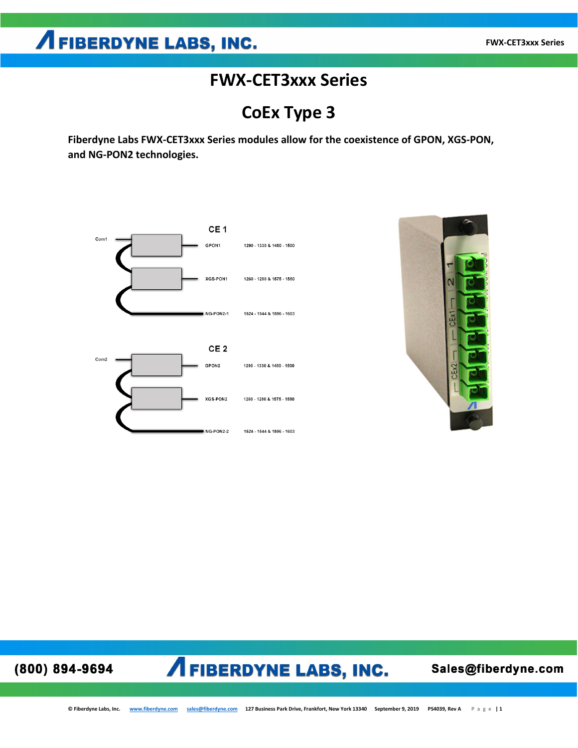# FWX-CET3xxx Series

## CoEx Type 3

**Fiberdyne Labs FWX-CET3xxx Series modules allow for the coexistence of GPON, XGS-PON, and NG-PON2 technologies.**

CE 1

Com1

| Port | Wavelengths |
|---|---|
| GPON1 | 1290 - 1330 & 1480 - 1500 |
| XGS-PON1 | 1260 - 1280 & 1575 - 1580 |
| NG-PON2-1 | 1524 - 1544 & 1596 - 1603 |

CE 2

Com2

| Port | Wavelengths |
|---|---|
| GPON2 | 1290 - 1330 & 1480 - 1500 |
| XGS-PON2 | 1260 - 1280 & 1575 - 1580 |
| NG-PON2-2 | 1524 - 1544 & 1596 - 1603 |

(800) 894-9694 FIBERDYNE LABS, INC. Sales@fiberdyne.com

© Fiberdyne Labs, Inc. www.fiberdyne.com sales@fiberdyne.com 127 Business Park Drive, Frankfort, New York 13340 September 9, 2019 PS4039, Rev A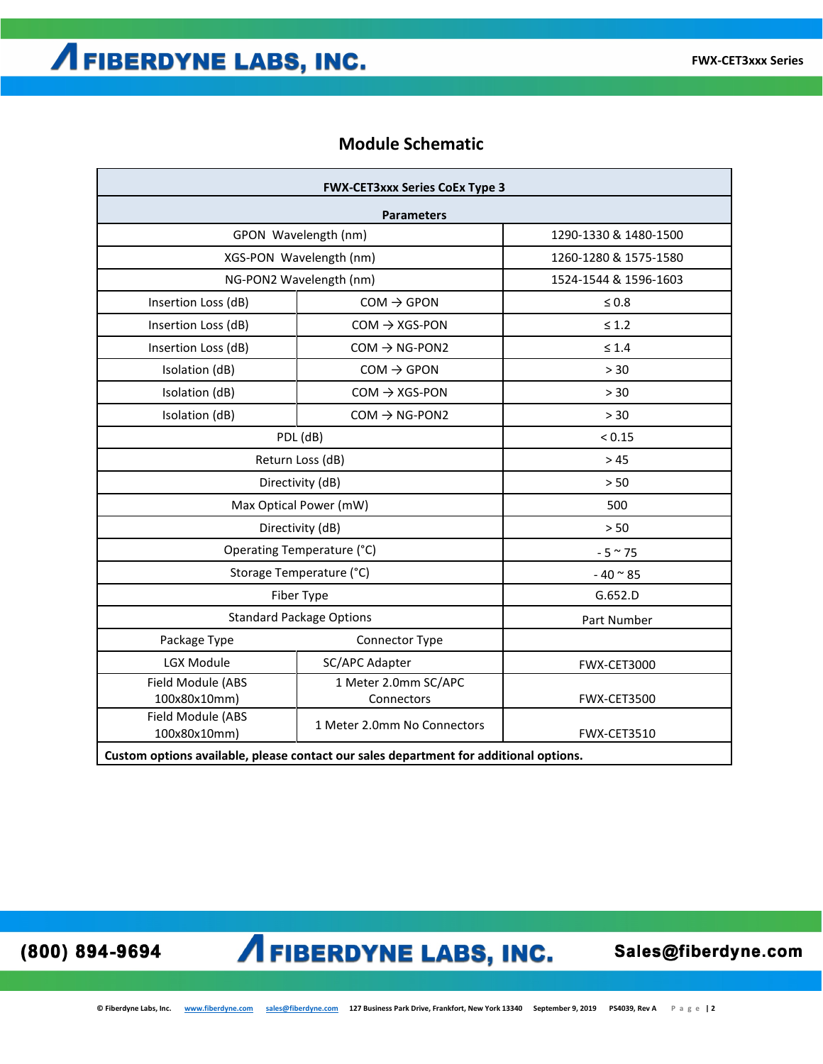## Module Schematic

| FWX-CET3xxx Series CoEx Type 3 | | |
|---|---|---|
| **Parameters** | | |
| GPON Wavelength (nm) | | 1290-1330 & 1480-1500 |
| XGS-PON Wavelength (nm) | | 1260-1280 & 1575-1580 |
| NG-PON2 Wavelength (nm) | | 1524-1544 & 1596-1603 |
| Insertion Loss (dB) | COM → GPON | ≤ 0.8 |
| Insertion Loss (dB) | COM → XGS-PON | ≤ 1.2 |
| Insertion Loss (dB) | COM → NG-PON2 | ≤ 1.4 |
| Isolation (dB) | COM → GPON | > 30 |
| Isolation (dB) | COM → XGS-PON | > 30 |
| Isolation (dB) | COM → NG-PON2 | > 30 |
| PDL (dB) | | < 0.15 |
| Return Loss (dB) | | > 45 |
| Directivity (dB) | | > 50 |
| Max Optical Power (mW) | | 500 |
| Directivity (dB) | | > 50 |
| Operating Temperature (°C) | | - 5 ~ 75 |
| Storage Temperature (°C) | | - 40 ~ 85 |
| Fiber Type | | G.652.D |
| Standard Package Options | | Part Number |
| Package Type | Connector Type | |
| LGX Module | SC/APC Adapter | FWX-CET3000 |
| Field Module (ABS 100x80x10mm) | 1 Meter 2.0mm SC/APC Connectors | FWX-CET3500 |
| Field Module (ABS 100x80x10mm) | 1 Meter 2.0mm No Connectors | FWX-CET3510 |
| **Custom options available, please contact our sales department for additional options.** | | |

(800) 894-9694 **FIBERDYNE LABS, INC.** Sales@fiberdyne.com

© Fiberdyne Labs, Inc. www.fiberdyne.com sales@fiberdyne.com 127 Business Park Drive, Frankfort, New York 13340 September 9, 2019 PS4039, Rev A